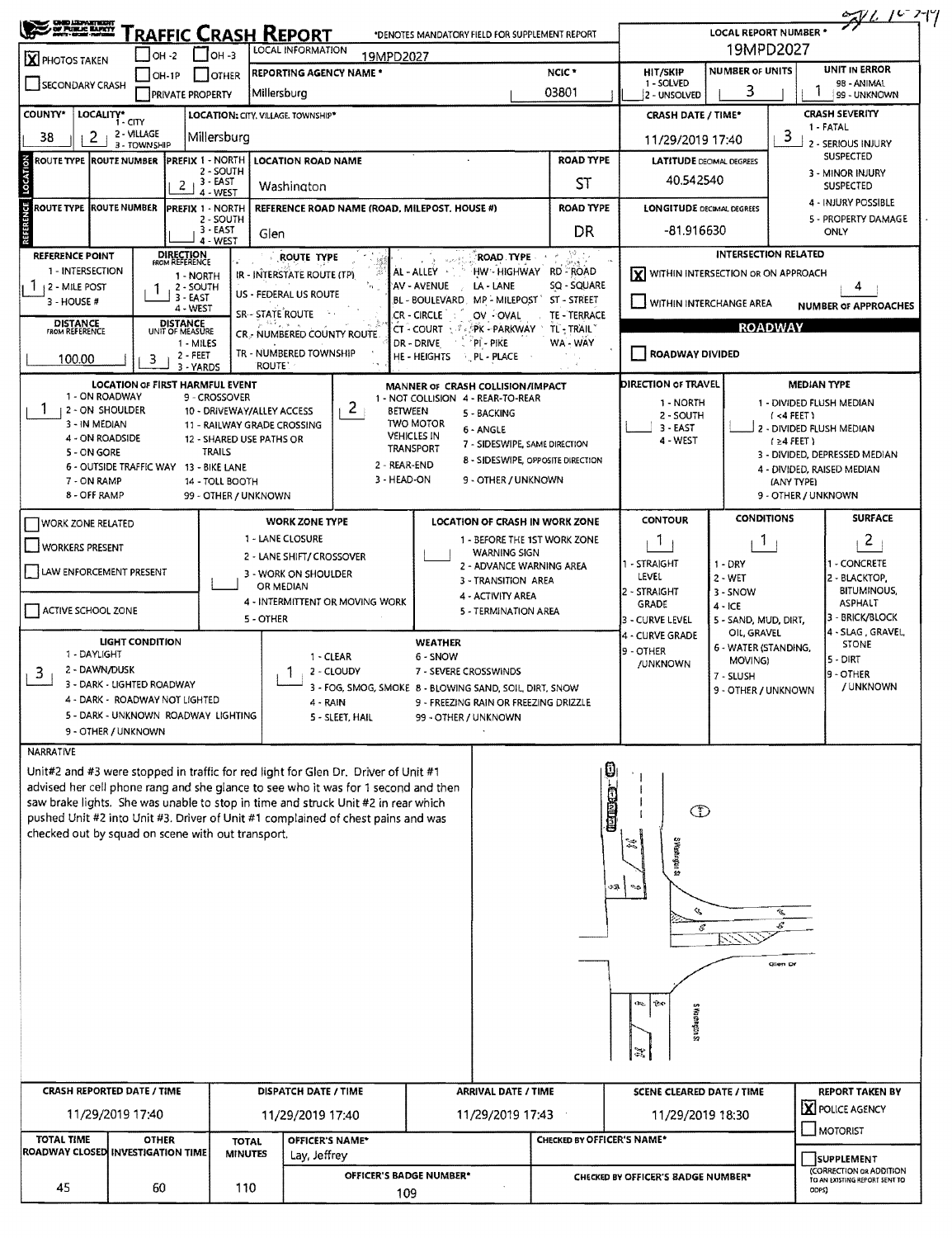# Traffic Crash Report

*DENOTES MANDATORY FIELD FOR SUPPLEMENT REPORT

LOCAL REPORT NUMBER *: 19MPD2027

- [X] PHOTOS TAKEN
- [ ] OH-2
- [ ] OH-3
- [ ] OH-1P
- [ ] OTHER
- [ ] SECONDARY CRASH
- [ ] PRIVATE PROPERTY

LOCAL INFORMATION: 19MPD2027

REPORTING AGENCY NAME *: Millersburg

NCIC *: 03801

HIT/SKIP (1 - SOLVED, 2 - UNSOLVED):

NUMBER OF UNITS: 3

UNIT IN ERROR (98 - ANIMAL, 99 - UNKNOWN): 1

COUNTY*: 38

LOCALITY* (1 - CITY, 2 - VILLAGE, 3 - TOWNSHIP): 2

LOCATION: CITY, VILLAGE, TOWNSHIP*: Millersburg

CRASH DATE / TIME*: 11/29/2019 17:40

CRASH SEVERITY (1 - FATAL, 2 - SERIOUS INJURY SUSPECTED, 3 - MINOR INJURY SUSPECTED, 4 - INJURY POSSIBLE, 5 - PROPERTY DAMAGE ONLY): 3

## Location

| ROUTE TYPE | ROUTE NUMBER | PREFIX (1 - NORTH, 2 - SOUTH, 3 - EAST, 4 - WEST) | LOCATION ROAD NAME | ROAD TYPE |
|---|---|---|---|---|
| | | 2 | Washington | ST |

LATITUDE DECIMAL DEGREES: 40.542540

## Reference

| ROUTE TYPE | ROUTE NUMBER | PREFIX (1 - NORTH, 2 - SOUTH, 3 - EAST, 4 - WEST) | REFERENCE ROAD NAME (ROAD, MILEPOST, HOUSE #) | ROAD TYPE |
|---|---|---|---|---|
| | | | Glen | DR |

LONGITUDE DECIMAL DEGREES: -81.916630

REFERENCE POINT (1 - INTERSECTION, 2 - MILE POST, 3 - HOUSE #): 1

DIRECTION FROM REFERENCE (1 - NORTH, 2 - SOUTH, 3 - EAST, 4 - WEST): 1

DISTANCE FROM REFERENCE: 100.00

DISTANCE UNIT OF MEASURE (1 - MILES, 2 - FEET, 3 - YARDS): 3

ROUTE TYPE: IR - INTERSTATE ROUTE (TP); US - FEDERAL US ROUTE; SR - STATE ROUTE; CR - NUMBERED COUNTY ROUTE; TR - NUMBERED TOWNSHIP ROUTE

ROAD TYPE: AL - ALLEY; AV - AVENUE; BL - BOULEVARD; CR - CIRCLE; CT - COURT; DR - DRIVE; HE - HEIGHTS; HW - HIGHWAY; LA - LANE; MP - MILEPOST; OV - OVAL; PK - PARKWAY; PI - PIKE; PL - PLACE; RD - ROAD; SQ - SQUARE; ST - STREET; TE - TERRACE; TL - TRAIL; WA - WAY

## Intersection Related

- [X] WITHIN INTERSECTION OR ON APPROACH
- [ ] WITHIN INTERCHANGE AREA

NUMBER OF APPROACHES: 4

## Roadway

- [ ] ROADWAY DIVIDED

LOCATION OF FIRST HARMFUL EVENT: 1
(1 - ON ROADWAY, 2 - ON SHOULDER, 3 - IN MEDIAN, 4 - ON ROADSIDE, 5 - ON GORE, 6 - OUTSIDE TRAFFIC WAY, 7 - ON RAMP, 8 - OFF RAMP, 9 - CROSSOVER, 10 - DRIVEWAY/ALLEY ACCESS, 11 - RAILWAY GRADE CROSSING, 12 - SHARED USE PATHS OR TRAILS, 13 - BIKE LANE, 14 - TOLL BOOTH, 99 - OTHER / UNKNOWN)

MANNER OF CRASH COLLISION/IMPACT: 2
(1 - NOT COLLISION BETWEEN TWO MOTOR VEHICLES IN TRANSPORT, 2 - REAR-END, 3 - HEAD-ON, 4 - REAR-TO-REAR, 5 - BACKING, 6 - ANGLE, 7 - SIDESWIPE, SAME DIRECTION, 8 - SIDESWIPE, OPPOSITE DIRECTION, 9 - OTHER / UNKNOWN)

DIRECTION OF TRAVEL: (1 - NORTH, 2 - SOUTH, 3 - EAST, 4 - WEST)

MEDIAN TYPE: (1 - DIVIDED FLUSH MEDIAN (<4 FEET), 2 - DIVIDED FLUSH MEDIAN (≥4 FEET), 3 - DIVIDED, DEPRESSED MEDIAN, 4 - DIVIDED, RAISED MEDIAN (ANY TYPE), 9 - OTHER / UNKNOWN)

## Work Zone

- [ ] WORK ZONE RELATED
- [ ] WORKERS PRESENT
- [ ] LAW ENFORCEMENT PRESENT
- [ ] ACTIVE SCHOOL ZONE

WORK ZONE TYPE: (1 - LANE CLOSURE, 2 - LANE SHIFT/CROSSOVER, 3 - WORK ON SHOULDER OR MEDIAN, 4 - INTERMITTENT OR MOVING WORK, 5 - OTHER)

LOCATION OF CRASH IN WORK ZONE: (1 - BEFORE THE 1ST WORK ZONE WARNING SIGN, 2 - ADVANCE WARNING AREA, 3 - TRANSITION AREA, 4 - ACTIVITY AREA, 5 - TERMINATION AREA)

CONTOUR: 1 (1 - STRAIGHT LEVEL, 2 - STRAIGHT GRADE, 3 - CURVE LEVEL, 4 - CURVE GRADE, 9 - OTHER /UNKNOWN)

CONDITIONS: 1 (1 - DRY, 2 - WET, 3 - SNOW, 4 - ICE, 5 - SAND, MUD, DIRT, OIL, GRAVEL, 6 - WATER (STANDING, MOVING), 7 - SLUSH, 9 - OTHER / UNKNOWN)

SURFACE: 2 (1 - CONCRETE, 2 - BLACKTOP, BITUMINOUS, ASPHALT, 3 - BRICK/BLOCK, 4 - SLAG, GRAVEL, STONE, 5 - DIRT, 9 - OTHER / UNKNOWN)

LIGHT CONDITION: 3 (1 - DAYLIGHT, 2 - DAWN/DUSK, 3 - DARK - LIGHTED ROADWAY, 4 - DARK - ROADWAY NOT LIGHTED, 5 - DARK - UNKNOWN ROADWAY LIGHTING, 9 - OTHER / UNKNOWN)

WEATHER: 1 (1 - CLEAR, 2 - CLOUDY, 3 - FOG, SMOG, SMOKE, 4 - RAIN, 5 - SLEET, HAIL, 6 - SNOW, 7 - SEVERE CROSSWINDS, 8 - BLOWING SAND, SOIL, DIRT, SNOW, 9 - FREEZING RAIN OR FREEZING DRIZZLE, 99 - OTHER / UNKNOWN)

## Narrative

Unit#2 and #3 were stopped in traffic for red light for Glen Dr. Driver of Unit #1 advised her cell phone rang and she glance to see who it was for 1 second and then saw brake lights. She was unable to stop in time and struck Unit #2 in rear which pushed Unit #2 into Unit #3. Driver of Unit #1 complained of chest pains and was checked out by squad on scene with out transport.

(Diagram labels: S Washington St, Glen Dr)

| CRASH REPORTED DATE / TIME | DISPATCH DATE / TIME | ARRIVAL DATE / TIME | SCENE CLEARED DATE / TIME | REPORT TAKEN BY |
|---|---|---|---|---|
| 11/29/2019 17:40 | 11/29/2019 17:40 | 11/29/2019 17:43 | 11/29/2019 18:30 | [X] POLICE AGENCY [ ] MOTORIST |

| TOTAL TIME ROADWAY CLOSED | OTHER INVESTIGATION TIME | TOTAL MINUTES | OFFICER'S NAME* | OFFICER'S BADGE NUMBER* | CHECKED BY OFFICER'S NAME* | CHECKED BY OFFICER'S BADGE NUMBER* |
|---|---|---|---|---|---|---|
| 45 | 60 | 110 | Lay, Jeffrey | 109 | | |

- [ ] SUPPLEMENT (CORRECTION OR ADDITION TO AN EXISTING REPORT SENT TO ODPS)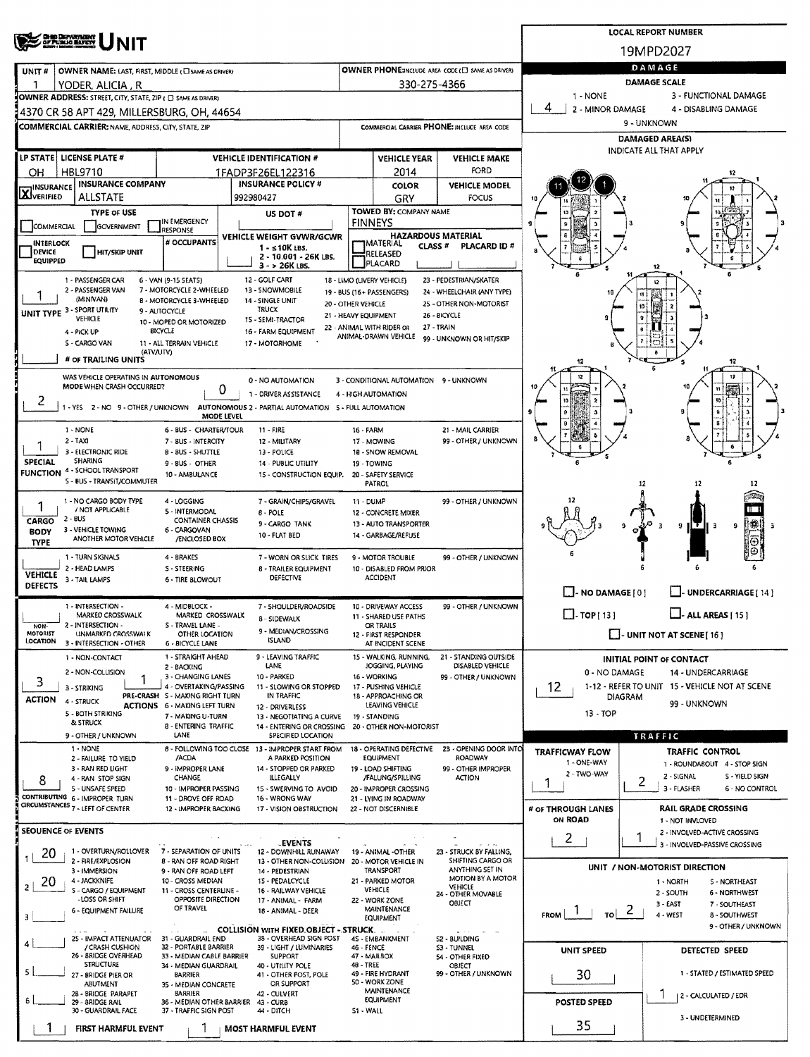# UNIT

**LOCAL REPORT NUMBER:** 19MPD2027

| UNIT # | OWNER NAME: LAST, FIRST, MIDDLE | OWNER PHONE |
|---|---|---|
| 1 | YODER, ALICIA, R | 330-275-4366 |

**OWNER ADDRESS:** 4370 CR 58 APT 429, MILLERSBURG, OH, 44654

**COMMERCIAL CARRIER:** NAME, ADDRESS, CITY, STATE, ZIP

**COMMERCIAL CARRIER PHONE:**

| LP STATE | LICENSE PLATE # | VEHICLE IDENTIFICATION # | VEHICLE YEAR | VEHICLE MAKE |
|---|---|---|---|---|
| OH | HBL9710 | 1FADP3F26EL122316 | 2014 | FORD |

| INSURANCE VERIFIED | INSURANCE COMPANY | INSURANCE POLICY # | COLOR | VEHICLE MODEL |
|---|---|---|---|---|
| X | ALLSTATE | 992980427 | GRY | FOCUS |

**TYPE OF USE:** COMMERCIAL / GOVERNMENT / IN EMERGENCY RESPONSE

**US DOT #:**

**TOWED BY:** FINNEYS

**INTERLOCK DEVICE EQUIPPED** / **HIT/SKIP UNIT** / **# OCCUPANTS**

**VEHICLE WEIGHT GVWR/GCWR:** 1 - ≤10K LBS. 2 - 10,001 - 26K LBS. 3 - > 26K LBS.

**HAZARDOUS MATERIAL:** MATERIAL CLASS # / RELEASED / PLACARD / PLACARD ID #

**UNIT TYPE:** 1
1 - PASSENGER CAR, 2 - PASSENGER VAN (MINIVAN), 3 - SPORT UTILITY VEHICLE, 4 - PICK UP, 5 - CARGO VAN (ATV/UTV), 6 - VAN (9-15 SEATS), 7 - MOTORCYCLE 2-WHEELED, 8 - MOTORCYCLE 3-WHEELED, 9 - AUTOCYCLE, 10 - MOPED OR MOTORIZED BICYCLE, 11 - ALL TERRAIN VEHICLE, 12 - GOLF CART, 13 - SNOWMOBILE, 14 - SINGLE UNIT TRUCK, 15 - SEMI-TRACTOR, 16 - FARM EQUIPMENT, 17 - MOTORHOME, 18 - LIMO (LIVERY VEHICLE), 19 - BUS (16+ PASSENGERS), 20 - OTHER VEHICLE, 21 - HEAVY EQUIPMENT, 22 - ANIMAL WITH RIDER OR ANIMAL-DRAWN VEHICLE, 23 - PEDESTRIAN/SKATER, 24 - WHEELCHAIR (ANY TYPE), 25 - OTHER NON-MOTORIST, 26 - BICYCLE, 27 - TRAIN, 99 - UNKNOWN OR HIT/SKIP

**# OF TRAILING UNITS:**

**WAS VEHICLE OPERATING IN AUTONOMOUS MODE WHEN CRASH OCCURRED?** 2
1 - YES 2 - NO 9 - OTHER / UNKNOWN

**AUTONOMOUS MODE LEVEL:** 0
0 - NO AUTOMATION, 1 - DRIVER ASSISTANCE, 2 - PARTIAL AUTOMATION, 3 - CONDITIONAL AUTOMATION, 4 - HIGH AUTOMATION, 5 - FULL AUTOMATION, 9 - UNKNOWN

**SPECIAL FUNCTION:** 1
1 - NONE, 2 - TAXI, 3 - ELECTRONIC RIDE SHARING, 4 - SCHOOL TRANSPORT, 5 - BUS - TRANSIT/COMMUTER, 6 - BUS - CHARTER/TOUR, 7 - BUS - INTERCITY, 8 - BUS - SHUTTLE, 9 - BUS - OTHER, 10 - AMBULANCE, 11 - FIRE, 12 - MILITARY, 13 - POLICE, 14 - PUBLIC UTILITY, 15 - CONSTRUCTION EQUIP., 16 - FARM, 17 - MOWING, 18 - SNOW REMOVAL, 19 - TOWING, 20 - SAFETY SERVICE PATROL, 21 - MAIL CARRIER, 99 - OTHER / UNKNOWN

**CARGO BODY TYPE:** 1
1 - NO CARGO BODY TYPE / NOT APPLICABLE, 2 - BUS, 3 - VEHICLE TOWING ANOTHER MOTOR VEHICLE, 4 - LOGGING, 5 - INTERMODAL CONTAINER CHASSIS, 6 - CARGOVAN /ENCLOSED BOX, 7 - GRAIN/CHIPS/GRAVEL, 8 - POLE, 9 - CARGO TANK, 10 - FLAT BED, 11 - DUMP, 12 - CONCRETE MIXER, 13 - AUTO TRANSPORTER, 14 - GARBAGE/REFUSE, 99 - OTHER / UNKNOWN

**VEHICLE DEFECTS:**
1 - TURN SIGNALS, 2 - HEAD LAMPS, 3 - TAIL LAMPS, 4 - BRAKES, 5 - STEERING, 6 - TIRE BLOWOUT, 7 - WORN OR SLICK TIRES, 8 - TRAILER EQUIPMENT DEFECTIVE, 9 - MOTOR TROUBLE, 10 - DISABLED FROM PRIOR ACCIDENT, 99 - OTHER / UNKNOWN

**NON-MOTORIST LOCATION:**
1 - INTERSECTION - MARKED CROSSWALK, 2 - INTERSECTION - UNMARKED CROSSWALK, 3 - INTERSECTION - OTHER, 4 - MIDBLOCK - MARKED CROSSWALK, 5 - TRAVEL LANE - OTHER LOCATION, 6 - BICYCLE LANE, 7 - SHOULDER/ROADSIDE, 8 - SIDEWALK, 9 - MEDIAN/CROSSING ISLAND, 10 - DRIVEWAY ACCESS, 11 - SHARED USE PATHS OR TRAILS, 12 - FIRST RESPONDER AT INCIDENT SCENE, 99 - OTHER / UNKNOWN

**ACTION:** 3
1 - NON-CONTACT, 2 - NON-COLLISION, 3 - STRIKING, 4 - STRUCK, 5 - BOTH STRIKING & STRUCK, 9 - OTHER / UNKNOWN

**PRE-CRASH ACTIONS:** 1
1 - STRAIGHT AHEAD, 2 - BACKING, 3 - CHANGING LANES, 4 - OVERTAKING/PASSING, 5 - MAKING RIGHT TURN, 6 - MAKING LEFT TURN, 7 - MAKING U-TURN, 8 - ENTERING TRAFFIC LANE, 9 - LEAVING TRAFFIC LANE, 10 - PARKED, 11 - SLOWING OR STOPPED IN TRAFFIC, 12 - DRIVERLESS, 13 - NEGOTIATING A CURVE, 14 - ENTERING OR CROSSING SPECIFIED LOCATION, 15 - WALKING, RUNNING, JOGGING, PLAYING, 16 - WORKING, 17 - PUSHING VEHICLE, 18 - APPROACHING OR LEAVING VEHICLE, 19 - STANDING, 20 - OTHER NON-MOTORIST, 21 - STANDING OUTSIDE DISABLED VEHICLE, 99 - OTHER / UNKNOWN

**CONTRIBUTING CIRCUMSTANCES:** 8
1 - NONE, 2 - FAILURE TO YIELD, 3 - RAN RED LIGHT, 4 - RAN STOP SIGN, 5 - UNSAFE SPEED, 6 - IMPROPER TURN, 7 - LEFT OF CENTER, 8 - FOLLOWING TOO CLOSE /ACDA, 9 - IMPROPER LANE CHANGE, 10 - IMPROPER PASSING, 11 - DROVE OFF ROAD, 12 - IMPROPER BACKING, 13 - IMPROPER START FROM A PARKED POSITION, 14 - STOPPED OR PARKED ILLEGALLY, 15 - SWERVING TO AVOID, 16 - WRONG WAY, 17 - VISION OBSTRUCTION, 18 - OPERATING DEFECTIVE EQUIPMENT, 19 - LOAD SHIFTING /FALLING/SPILLING, 20 - IMPROPER CROSSING, 21 - LYING IN ROADWAY, 22 - NOT DISCERNIBLE, 23 - OPENING DOOR INTO ROADWAY, 99 - OTHER IMPROPER ACTION

## SEQUENCE OF EVENTS

| # | EVENT |
|---|---|
| 1 | 20 |
| 2 | 20 |
| 3 | |
| 4 | |
| 5 | |
| 6 | |

**EVENTS:** 1 - OVERTURN/ROLLOVER, 2 - FIRE/EXPLOSION, 3 - IMMERSION, 4 - JACKKNIFE, 5 - CARGO / EQUIPMENT LOSS OR SHIFT, 6 - EQUIPMENT FAILURE, 7 - SEPARATION OF UNITS, 8 - RAN OFF ROAD RIGHT, 9 - RAN OFF ROAD LEFT, 10 - CROSS MEDIAN, 11 - CROSS CENTERLINE - OPPOSITE DIRECTION OF TRAVEL, 12 - DOWNHILL RUNAWAY, 13 - OTHER NON-COLLISION, 14 - PEDESTRIAN, 15 - PEDALCYCLE, 16 - RAILWAY VEHICLE, 17 - ANIMAL - FARM, 18 - ANIMAL - DEER, 19 - ANIMAL -OTHER, 20 - MOTOR VEHICLE IN TRANSPORT, 21 - PARKED MOTOR VEHICLE, 22 - WORK ZONE MAINTENANCE EQUIPMENT, 23 - STRUCK BY FALLING, SHIFTING CARGO OR ANYTHING SET IN MOTION BY A MOTOR VEHICLE, 24 - OTHER MOVABLE OBJECT

**COLLISION WITH FIXED OBJECT - STRUCK:** 25 - IMPACT ATTENUATOR / CRASH CUSHION, 26 - BRIDGE OVERHEAD STRUCTURE, 27 - BRIDGE PIER OR ABUTMENT, 28 - BRIDGE PARAPET, 29 - BRIDGE RAIL, 30 - GUARDRAIL FACE, 31 - GUARDRAIL END, 32 - PORTABLE BARRIER, 33 - MEDIAN CABLE BARRIER, 34 - MEDIAN GUARDRAIL BARRIER, 35 - MEDIAN CONCRETE BARRIER, 36 - MEDIAN OTHER BARRIER, 37 - TRAFFIC SIGN POST, 38 - OVERHEAD SIGN POST, 39 - LIGHT / LUMINARIES SUPPORT, 40 - UTILITY POLE, 41 - OTHER POST, POLE OR SUPPORT, 42 - CULVERT, 43 - CURB, 44 - DITCH, 45 - EMBANKMENT, 46 - FENCE, 47 - MAILBOX, 48 - TREE, 49 - FIRE HYDRANT, 50 - WORK ZONE MAINTENANCE EQUIPMENT, 51 - WALL, 52 - BUILDING, 53 - TUNNEL, 54 - OTHER FIXED OBJECT, 99 - OTHER / UNKNOWN

**FIRST HARMFUL EVENT:** 1 **MOST HARMFUL EVENT:** 1

## DAMAGE

**DAMAGE SCALE:** 4
1 - NONE, 2 - MINOR DAMAGE, 3 - FUNCTIONAL DAMAGE, 4 - DISABLING DAMAGE, 9 - UNKNOWN

**DAMAGED AREA(S)** (INDICATE ALL THAT APPLY): 11, 12, 1

NO DAMAGE [0] / UNDERCARRIAGE [14] / TOP [13] / ALL AREAS [15] / UNIT NOT AT SCENE [16]

**INITIAL POINT OF CONTACT:** 12
0 - NO DAMAGE, 1-12 - REFER TO UNIT DIAGRAM, 13 - TOP, 14 - UNDERCARRIAGE, 15 - VEHICLE NOT AT SCENE, 99 - UNKNOWN

## TRAFFIC

**TRAFFICWAY FLOW:** 1
1 - ONE-WAY, 2 - TWO-WAY

**TRAFFIC CONTROL:** 2
1 - ROUNDABOUT, 2 - SIGNAL, 3 - FLASHER, 4 - STOP SIGN, 5 - YIELD SIGN, 6 - NO CONTROL

**# OF THROUGH LANES ON ROAD:** 2

**RAIL GRADE CROSSING:** 1
1 - NOT INVLOVED, 2 - INVOLVED-ACTIVE CROSSING, 3 - INVOLVED-PASSIVE CROSSING

**UNIT / NON-MOTORIST DIRECTION:** FROM 1 TO 2
1 - NORTH, 2 - SOUTH, 3 - EAST, 4 - WEST, 5 - NORTHEAST, 6 - NORTHWEST, 7 - SOUTHEAST, 8 - SOUTHWEST, 9 - OTHER / UNKNOWN

**UNIT SPEED:** 30

**DETECTED SPEED:** 1
1 - STATED / ESTIMATED SPEED, 2 - CALCULATED / EDR, 3 - UNDETERMINED

**POSTED SPEED:** 35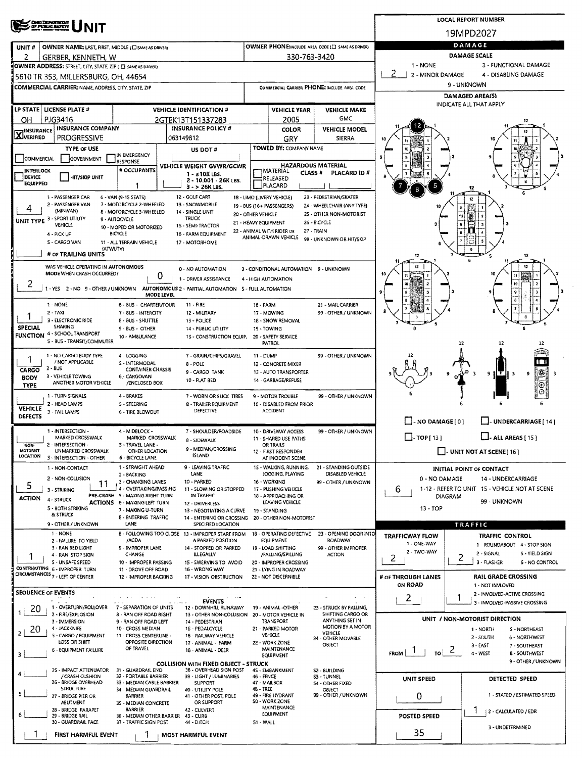# UNIT

**LOCAL REPORT NUMBER:** 19MPD2027

| Field | Value |
|---|---|
| UNIT # | 2 |
| OWNER NAME: LAST, FIRST, MIDDLE | GERBER, KENNETH, W |
| OWNER PHONE | 330-763-3420 |
| OWNER ADDRESS: STREET, CITY, STATE, ZIP | 5610 TR 353, MILLERSBURG, OH, 44654 |
| COMMERCIAL CARRIER: NAME, ADDRESS, CITY, STATE, ZIP | |
| COMMERCIAL CARRIER PHONE | |
| LP STATE | OH |
| LICENSE PLATE # | PJG3416 |
| VEHICLE IDENTIFICATION # | 2GTEK13T151337283 |
| VEHICLE YEAR | 2005 |
| VEHICLE MAKE | GMC |
| INSURANCE VERIFIED | X |
| INSURANCE COMPANY | PROGRESSIVE |
| INSURANCE POLICY # | 063149812 |
| COLOR | GRY |
| VEHICLE MODEL | SIERRA |
| TYPE OF USE | |
| US DOT # | |
| TOWED BY: COMPANY NAME | |
| # OCCUPANTS | 1 |
| VEHICLE WEIGHT GVWR/GCWR | 1 - ≤10K LBS. / 2 - 10,001 - 26K LBS. / 3 - > 26K LBS. |
| HAZARDOUS MATERIAL | |
| UNIT TYPE | 4 |
| # OF TRAILING UNITS | |
| WAS VEHICLE OPERATING IN AUTONOMOUS MODE WHEN CRASH OCCURRED? | 2 |
| AUTONOMOUS MODE LEVEL | 0 |
| SPECIAL FUNCTION | 1 |
| CARGO BODY TYPE | 1 |
| VEHICLE DEFECTS | |
| NON-MOTORIST LOCATION | |
| ACTION | 5 |
| PRE-CRASH ACTIONS | 11 |
| CONTRIBUTING CIRCUMSTANCES | 1 |

**UNIT TYPE:** 1 - PASSENGER CAR; 2 - PASSENGER VAN (MINIVAN); 3 - SPORT UTILITY VEHICLE; 4 - PICK UP; 5 - CARGO VAN; 6 - VAN (9-15 SEATS); 7 - MOTORCYCLE 2-WHEELED; 8 - MOTORCYCLE 3-WHEELED; 9 - AUTOCYCLE; 10 - MOPED OR MOTORIZED BICYCLE; 11 - ALL TERRAIN VEHICLE (ATV/UTV); 12 - GOLF CART; 13 - SNOWMOBILE; 14 - SINGLE UNIT TRUCK; 15 - SEMI-TRACTOR; 16 - FARM EQUIPMENT; 17 - MOTORHOME; 18 - LIMO (LIVERY VEHICLE); 19 - BUS (16+ PASSENGERS); 20 - OTHER VEHICLE; 21 - HEAVY EQUIPMENT; 22 - ANIMAL WITH RIDER OR ANIMAL-DRAWN VEHICLE; 23 - PEDESTRIAN/SKATER; 24 - WHEELCHAIR (ANY TYPE); 25 - OTHER NON-MOTORIST; 26 - BICYCLE; 27 - TRAIN; 99 - UNKNOWN OR HIT/SKIP

**AUTONOMOUS:** 1 - YES; 2 - NO; 9 - OTHER / UNKNOWN. Mode level: 0 - NO AUTOMATION; 1 - DRIVER ASSISTANCE; 2 - PARTIAL AUTOMATION; 3 - CONDITIONAL AUTOMATION; 4 - HIGH AUTOMATION; 5 - FULL AUTOMATION; 9 - UNKNOWN

**SPECIAL FUNCTION:** 1 - NONE; 2 - TAXI; 3 - ELECTRONIC RIDE SHARING; 4 - SCHOOL TRANSPORT; 5 - BUS - TRANSIT/COMMUTER; 6 - BUS - CHARTER/TOUR; 7 - BUS - INTERCITY; 8 - BUS - SHUTTLE; 9 - BUS - OTHER; 10 - AMBULANCE; 11 - FIRE; 12 - MILITARY; 13 - POLICE; 14 - PUBLIC UTILITY; 15 - CONSTRUCTION EQUIP.; 16 - FARM; 17 - MOWING; 18 - SNOW REMOVAL; 19 - TOWING; 20 - SAFETY SERVICE PATROL; 21 - MAIL CARRIER; 99 - OTHER / UNKNOWN

**CARGO BODY TYPE:** 1 - NO CARGO BODY TYPE / NOT APPLICABLE; 2 - BUS; 3 - VEHICLE TOWING ANOTHER MOTOR VEHICLE; 4 - LOGGING; 5 - INTERMODAL CONTAINER CHASSIS; 6 - CARGOVAN /ENCLOSED BOX; 7 - GRAIN/CHIPS/GRAVEL; 8 - POLE; 9 - CARGO TANK; 10 - FLAT BED; 11 - DUMP; 12 - CONCRETE MIXER; 13 - AUTO TRANSPORTER; 14 - GARBAGE/REFUSE; 99 - OTHER / UNKNOWN

**VEHICLE DEFECTS:** 1 - TURN SIGNALS; 2 - HEAD LAMPS; 3 - TAIL LAMPS; 4 - BRAKES; 5 - STEERING; 6 - TIRE BLOWOUT; 7 - WORN OR SLICK TIRES; 8 - TRAILER EQUIPMENT DEFECTIVE; 9 - MOTOR TROUBLE; 10 - DISABLED FROM PRIOR ACCIDENT; 99 - OTHER / UNKNOWN

**NON-MOTORIST LOCATION:** 1 - INTERSECTION - MARKED CROSSWALK; 2 - INTERSECTION - UNMARKED CROSSWALK; 3 - INTERSECTION - OTHER; 4 - MIDBLOCK - MARKED CROSSWALK; 5 - TRAVEL LANE - OTHER LOCATION; 6 - BICYCLE LANE; 7 - SHOULDER/ROADSIDE; 8 - SIDEWALK; 9 - MEDIAN/CROSSING ISLAND; 10 - DRIVEWAY ACCESS; 11 - SHARED USE PATHS OR TRAILS; 12 - FIRST RESPONDER AT INCIDENT SCENE; 99 - OTHER / UNKNOWN

**ACTION:** 1 - NON-CONTACT; 2 - NON-COLLISION; 3 - STRIKING; 4 - STRUCK; 5 - BOTH STRIKING & STRUCK; 9 - OTHER / UNKNOWN

**PRE-CRASH ACTIONS:** 1 - STRAIGHT AHEAD; 2 - BACKING; 3 - CHANGING LANES; 4 - OVERTAKING/PASSING; 5 - MAKING RIGHT TURN; 6 - MAKING LEFT TURN; 7 - MAKING U-TURN; 8 - ENTERING TRAFFIC LANE; 9 - LEAVING TRAFFIC LANE; 10 - PARKED; 11 - SLOWING OR STOPPED IN TRAFFIC; 12 - DRIVERLESS; 13 - NEGOTIATING A CURVE; 14 - ENTERING OR CROSSING SPECIFIED LOCATION; 15 - WALKING, RUNNING, JOGGING, PLAYING; 16 - WORKING; 17 - PUSHING VEHICLE; 18 - APPROACHING OR LEAVING VEHICLE; 19 - STANDING; 20 - OTHER NON-MOTORIST; 21 - STANDING OUTSIDE DISABLED VEHICLE; 99 - OTHER / UNKNOWN

**CONTRIBUTING CIRCUMSTANCES:** 1 - NONE; 2 - FAILURE TO YIELD; 3 - RAN RED LIGHT; 4 - RAN STOP SIGN; 5 - UNSAFE SPEED; 6 - IMPROPER TURN; 7 - LEFT OF CENTER; 8 - FOLLOWING TOO CLOSE /ACDA; 9 - IMPROPER LANE CHANGE; 10 - IMPROPER PASSING; 11 - DROVE OFF ROAD; 12 - IMPROPER BACKING; 13 - IMPROPER START FROM A PARKED POSITION; 14 - STOPPED OR PARKED ILLEGALLY; 15 - SWERVING TO AVOID; 16 - WRONG WAY; 17 - VISION OBSTRUCTION; 18 - OPERATING DEFECTIVE EQUIPMENT; 19 - LOAD SHIFTING /FALLING/SPILLING; 20 - IMPROPER CROSSING; 21 - LYING IN ROADWAY; 22 - NOT DISCERNIBLE; 23 - OPENING DOOR INTO ROADWAY; 99 - OTHER IMPROPER ACTION

## SEQUENCE OF EVENTS

| # | Event |
|---|---|
| 1 | 20 |
| 2 | 20 |
| 3 | |
| 4 | |
| 5 | |
| 6 | |

**EVENTS:** 1 - OVERTURN/ROLLOVER; 2 - FIRE/EXPLOSION; 3 - IMMERSION; 4 - JACKKNIFE; 5 - CARGO / EQUIPMENT LOSS OR SHIFT; 6 - EQUIPMENT FAILURE; 7 - SEPARATION OF UNITS; 8 - RAN OFF ROAD RIGHT; 9 - RAN OFF ROAD LEFT; 10 - CROSS MEDIAN; 11 - CROSS CENTERLINE - OPPOSITE DIRECTION OF TRAVEL; 12 - DOWNHILL RUNAWAY; 13 - OTHER NON-COLLISION; 14 - PEDESTRIAN; 15 - PEDALCYCLE; 16 - RAILWAY VEHICLE; 17 - ANIMAL - FARM; 18 - ANIMAL - DEER; 19 - ANIMAL -OTHER; 20 - MOTOR VEHICLE IN TRANSPORT; 21 - PARKED MOTOR VEHICLE; 22 - WORK ZONE MAINTENANCE EQUIPMENT; 23 - STRUCK BY FALLING, SHIFTING CARGO OR ANYTHING SET IN MOTION BY A MOTOR VEHICLE; 24 - OTHER MOVABLE OBJECT

**COLLISION WITH FIXED OBJECT - STRUCK:** 25 - IMPACT ATTENUATOR / CRASH CUSHION; 26 - BRIDGE OVERHEAD STRUCTURE; 27 - BRIDGE PIER OR ABUTMENT; 28 - BRIDGE PARAPET; 29 - BRIDGE RAIL; 30 - GUARDRAIL FACE; 31 - GUARDRAIL END; 32 - PORTABLE BARRIER; 33 - MEDIAN CABLE BARRIER; 34 - MEDIAN GUARDRAIL BARRIER; 35 - MEDIAN CONCRETE BARRIER; 36 - MEDIAN OTHER BARRIER; 37 - TRAFFIC SIGN POST; 38 - OVERHEAD SIGN POST; 39 - LIGHT / LUMINARIES SUPPORT; 40 - UTILITY POLE; 41 - OTHER POST, POLE OR SUPPORT; 42 - CULVERT; 43 - CURB; 44 - DITCH; 45 - EMBANKMENT; 46 - FENCE; 47 - MAILBOX; 48 - TREE; 49 - FIRE HYDRANT; 50 - WORK ZONE MAINTENANCE EQUIPMENT; 51 - WALL; 52 - BUILDING; 53 - TUNNEL; 54 - OTHER FIXED OBJECT; 99 - OTHER / UNKNOWN

**FIRST HARMFUL EVENT:** 1 | **MOST HARMFUL EVENT:** 1

## DAMAGE

**DAMAGE SCALE:** 2 (1 - NONE; 2 - MINOR DAMAGE; 3 - FUNCTIONAL DAMAGE; 4 - DISABLING DAMAGE; 9 - UNKNOWN)

**DAMAGED AREA(S)** — INDICATE ALL THAT APPLY: 5, 6, 7, 12

- NO DAMAGE [0]
- UNDERCARRIAGE [14]
- TOP [13]
- ALL AREAS [15]
- UNIT NOT AT SCENE [16]

**INITIAL POINT OF CONTACT:** 6 (0 - NO DAMAGE; 1-12 - REFER TO UNIT DIAGRAM; 13 - TOP; 14 - UNDERCARRIAGE; 15 - VEHICLE NOT AT SCENE; 99 - UNKNOWN)

## TRAFFIC

| Field | Value |
|---|---|
| TRAFFICWAY FLOW (1 - ONE-WAY; 2 - TWO-WAY) | 2 |
| TRAFFIC CONTROL (1 - ROUNDABOUT; 2 - SIGNAL; 3 - FLASHER; 4 - STOP SIGN; 5 - YIELD SIGN; 6 - NO CONTROL) | 2 |
| # OF THROUGH LANES ON ROAD | 2 |
| RAIL GRADE CROSSING (1 - NOT INVLOVED; 2 - INVOLVED-ACTIVE CROSSING; 3 - INVOLVED-PASSIVE CROSSING) | 1 |

**UNIT / NON-MOTORIST DIRECTION:** FROM 1 TO 2 (1 - NORTH; 2 - SOUTH; 3 - EAST; 4 - WEST; 5 - NORTHEAST; 6 - NORTHWEST; 7 - SOUTHEAST; 8 - SOUTHWEST; 9 - OTHER / UNKNOWN)

| Field | Value |
|---|---|
| UNIT SPEED | 0 |
| DETECTED SPEED (1 - STATED / ESTIMATED SPEED; 2 - CALCULATED / EDR; 3 - UNDETERMINED) | 1 |
| POSTED SPEED | 35 |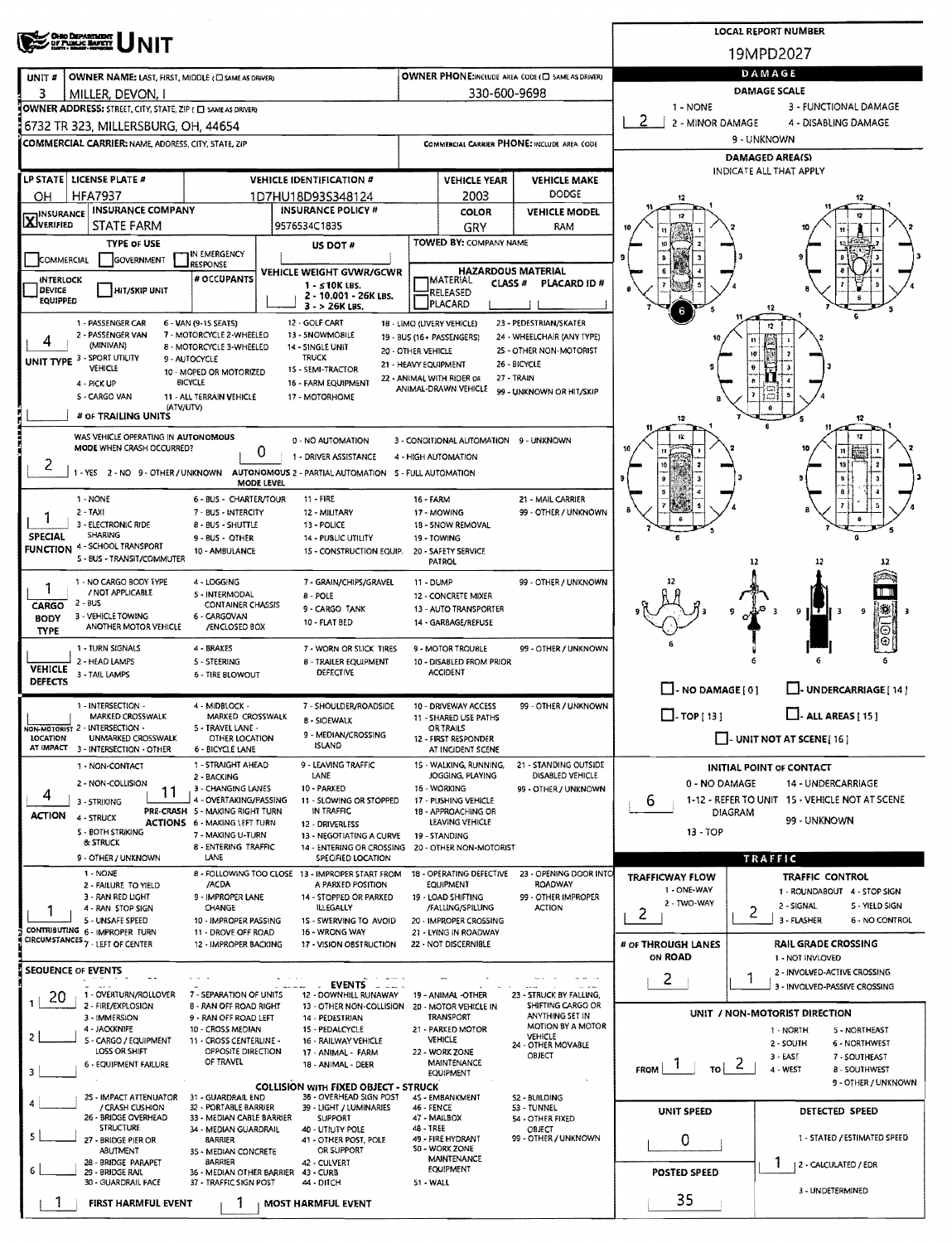# UNIT

**LOCAL REPORT NUMBER:** 19MPD2027

| UNIT # | OWNER NAME: LAST, FIRST, MIDDLE | OWNER PHONE |
|---|---|---|
| 3 | MILLER, DEVON, I | 330-600-9698 |

**OWNER ADDRESS:** 6732 TR 323, MILLERSBURG, OH, 44654

**COMMERCIAL CARRIER:**

**COMMERCIAL CARRIER PHONE:**

## DAMAGE

**DAMAGE SCALE:** 2

1 - NONE; 2 - MINOR DAMAGE; 3 - FUNCTIONAL DAMAGE; 4 - DISABLING DAMAGE; 9 - UNKNOWN

**DAMAGED AREA(S)** – INDICATE ALL THAT APPLY: 6

| LP STATE | LICENSE PLATE # | VEHICLE IDENTIFICATION # | VEHICLE YEAR | VEHICLE MAKE |
|---|---|---|---|---|
| OH | HFA7937 | 1D7HU18D93S348124 | 2003 | DODGE |

| INSURANCE | INSURANCE COMPANY | INSURANCE POLICY # | COLOR | VEHICLE MODEL |
|---|---|---|---|---|
| X VERIFIED | STATE FARM | 9576534C1835 | GRY | RAM |

**TYPE OF USE:** COMMERCIAL / GOVERNMENT / IN EMERGENCY RESPONSE

**US DOT #:**

**TOWED BY: COMPANY NAME:**

**INTERLOCK DEVICE EQUIPPED** / **HIT/SKIP UNIT**

**# OCCUPANTS:**

**VEHICLE WEIGHT GVWR/GCWR:** 1 - ≤10K LBS.; 2 - 10.001 - 26K LBS.; 3 - > 26K LBS.

**HAZARDOUS MATERIAL:** MATERIAL RELEASED / PLACARD; CLASS #; PLACARD ID #

**UNIT TYPE:** 4

1 - PASSENGER CAR; 2 - PASSENGER VAN (MINIVAN); 3 - SPORT UTILITY VEHICLE; 4 - PICK UP; 5 - CARGO VAN; 6 - VAN (9-15 SEATS); 7 - MOTORCYCLE 2-WHEELED; 8 - MOTORCYCLE 3-WHEELED; 9 - AUTOCYCLE; 10 - MOPED OR MOTORIZED BICYCLE; 11 - ALL TERRAIN VEHICLE (ATV/UTV); 12 - GOLF CART; 13 - SNOWMOBILE; 14 - SINGLE UNIT TRUCK; 15 - SEMI-TRACTOR; 16 - FARM EQUIPMENT; 17 - MOTORHOME; 18 - LIMO (LIVERY VEHICLE); 19 - BUS (16+ PASSENGERS); 20 - OTHER VEHICLE; 21 - HEAVY EQUIPMENT; 22 - ANIMAL WITH RIDER OR ANIMAL-DRAWN VEHICLE; 23 - PEDESTRIAN/SKATER; 24 - WHEELCHAIR (ANY TYPE); 25 - OTHER NON-MOTORIST; 26 - BICYCLE; 27 - TRAIN; 99 - UNKNOWN OR HIT/SKIP

**# OF TRAILING UNITS:**

**WAS VEHICLE OPERATING IN AUTONOMOUS MODE WHEN CRASH OCCURRED?** 2 (1 - YES; 2 - NO; 9 - OTHER / UNKNOWN)

**AUTONOMOUS MODE LEVEL:** 0

0 - NO AUTOMATION; 1 - DRIVER ASSISTANCE; 2 - PARTIAL AUTOMATION; 3 - CONDITIONAL AUTOMATION; 4 - HIGH AUTOMATION; 5 - FULL AUTOMATION; 9 - UNKNOWN

**SPECIAL FUNCTION:** 1

1 - NONE; 2 - TAXI; 3 - ELECTRONIC RIDE SHARING; 4 - SCHOOL TRANSPORT; 5 - BUS - TRANSIT/COMMUTER; 6 - BUS - CHARTER/TOUR; 7 - BUS - INTERCITY; 8 - BUS - SHUTTLE; 9 - BUS - OTHER; 10 - AMBULANCE; 11 - FIRE; 12 - MILITARY; 13 - POLICE; 14 - PUBLIC UTILITY; 15 - CONSTRUCTION EQUIP.; 16 - FARM; 17 - MOWING; 18 - SNOW REMOVAL; 19 - TOWING; 20 - SAFETY SERVICE PATROL; 21 - MAIL CARRIER; 99 - OTHER / UNKNOWN

**CARGO BODY TYPE:** 1

1 - NO CARGO BODY TYPE / NOT APPLICABLE; 2 - BUS; 3 - VEHICLE TOWING ANOTHER MOTOR VEHICLE; 4 - LOGGING; 5 - INTERMODAL CONTAINER CHASSIS; 6 - CARGOVAN /ENCLOSED BOX; 7 - GRAIN/CHIPS/GRAVEL; 8 - POLE; 9 - CARGO TANK; 10 - FLAT BED; 11 - DUMP; 12 - CONCRETE MIXER; 13 - AUTO TRANSPORTER; 14 - GARBAGE/REFUSE; 99 - OTHER / UNKNOWN

**VEHICLE DEFECTS:**

1 - TURN SIGNALS; 2 - HEAD LAMPS; 3 - TAIL LAMPS; 4 - BRAKES; 5 - STEERING; 6 - TIRE BLOWOUT; 7 - WORN OR SLICK TIRES; 8 - TRAILER EQUIPMENT DEFECTIVE; 9 - MOTOR TROUBLE; 10 - DISABLED FROM PRIOR ACCIDENT; 99 - OTHER / UNKNOWN

☐ NO DAMAGE [0] ☐ UNDERCARRIAGE [14] ☐ TOP [13] ☐ ALL AREAS [15] ☐ UNIT NOT AT SCENE [16]

**NON-MOTORIST LOCATION AT IMPACT:**

1 - INTERSECTION - MARKED CROSSWALK; 2 - INTERSECTION - UNMARKED CROSSWALK; 3 - INTERSECTION - OTHER; 4 - MIDBLOCK - MARKED CROSSWALK; 5 - TRAVEL LANE - OTHER LOCATION; 6 - BICYCLE LANE; 7 - SHOULDER/ROADSIDE; 8 - SIDEWALK; 9 - MEDIAN/CROSSING ISLAND; 10 - DRIVEWAY ACCESS; 11 - SHARED USE PATHS OR TRAILS; 12 - FIRST RESPONDER AT INCIDENT SCENE; 99 - OTHER / UNKNOWN

**ACTION:** 4

1 - NON-CONTACT; 2 - NON-COLLISION; 3 - STRIKING; 4 - STRUCK; 5 - BOTH STRIKING & STRUCK; 9 - OTHER / UNKNOWN

**PRE-CRASH ACTIONS:** 11

1 - STRAIGHT AHEAD; 2 - BACKING; 3 - CHANGING LANES; 4 - OVERTAKING/PASSING; 5 - MAKING RIGHT TURN; 6 - MAKING LEFT TURN; 7 - MAKING U-TURN; 8 - ENTERING TRAFFIC LANE; 9 - LEAVING TRAFFIC LANE; 10 - PARKED; 11 - SLOWING OR STOPPED IN TRAFFIC; 12 - DRIVERLESS; 13 - NEGOTIATING A CURVE; 14 - ENTERING OR CROSSING SPECIFIED LOCATION; 15 - WALKING, RUNNING, JOGGING, PLAYING; 16 - WORKING; 17 - PUSHING VEHICLE; 18 - APPROACHING OR LEAVING VEHICLE; 19 - STANDING; 20 - OTHER NON-MOTORIST; 21 - STANDING OUTSIDE DISABLED VEHICLE; 99 - OTHER / UNKNOWN

**INITIAL POINT OF CONTACT:** 6

0 - NO DAMAGE; 1-12 - REFER TO UNIT DIAGRAM; 13 - TOP; 14 - UNDERCARRIAGE; 15 - VEHICLE NOT AT SCENE; 99 - UNKNOWN

**CONTRIBUTING CIRCUMSTANCES:** 1

1 - NONE; 2 - FAILURE TO YIELD; 3 - RAN RED LIGHT; 4 - RAN STOP SIGN; 5 - UNSAFE SPEED; 6 - IMPROPER TURN; 7 - LEFT OF CENTER; 8 - FOLLOWING TOO CLOSE /ACDA; 9 - IMPROPER LANE CHANGE; 10 - IMPROPER PASSING; 11 - DROVE OFF ROAD; 12 - IMPROPER BACKING; 13 - IMPROPER START FROM A PARKED POSITION; 14 - STOPPED OR PARKED ILLEGALLY; 15 - SWERVING TO AVOID; 16 - WRONG WAY; 17 - VISION OBSTRUCTION; 18 - OPERATING DEFECTIVE EQUIPMENT; 19 - LOAD SHIFTING /FALLING/SPILLING; 20 - IMPROPER CROSSING; 21 - LYING IN ROADWAY; 22 - NOT DISCERNIBLE; 23 - OPENING DOOR INTO ROADWAY; 99 - OTHER IMPROPER ACTION

## TRAFFIC

**TRAFFICWAY FLOW:** 2 (1 - ONE-WAY; 2 - TWO-WAY)

**TRAFFIC CONTROL:** 2

1 - ROUNDABOUT; 2 - SIGNAL; 3 - FLASHER; 4 - STOP SIGN; 5 - YIELD SIGN; 6 - NO CONTROL

**# OF THROUGH LANES ON ROAD:** 2

**RAIL GRADE CROSSING:** 1 (1 - NOT INVLOVED; 2 - INVOLVED-ACTIVE CROSSING; 3 - INVOLVED-PASSIVE CROSSING)

## SEQUENCE OF EVENTS

1: 20
2:
3:
4:
5:
6:

### EVENTS

1 - OVERTURN/ROLLOVER; 2 - FIRE/EXPLOSION; 3 - IMMERSION; 4 - JACKKNIFE; 5 - CARGO / EQUIPMENT LOSS OR SHIFT; 6 - EQUIPMENT FAILURE; 7 - SEPARATION OF UNITS; 8 - RAN OFF ROAD RIGHT; 9 - RAN OFF ROAD LEFT; 10 - CROSS MEDIAN; 11 - CROSS CENTERLINE - OPPOSITE DIRECTION OF TRAVEL; 12 - DOWNHILL RUNAWAY; 13 - OTHER NON-COLLISION; 14 - PEDESTRIAN; 15 - PEDALCYCLE; 16 - RAILWAY VEHICLE; 17 - ANIMAL - FARM; 18 - ANIMAL - DEER; 19 - ANIMAL -OTHER; 20 - MOTOR VEHICLE IN TRANSPORT; 21 - PARKED MOTOR VEHICLE; 22 - WORK ZONE MAINTENANCE EQUIPMENT; 23 - STRUCK BY FALLING, SHIFTING CARGO OR ANYTHING SET IN MOTION BY A MOTOR VEHICLE; 24 - OTHER MOVABLE OBJECT

### COLLISION WITH FIXED OBJECT - STRUCK

25 - IMPACT ATTENUATOR / CRASH CUSHION; 26 - BRIDGE OVERHEAD STRUCTURE; 27 - BRIDGE PIER OR ABUTMENT; 28 - BRIDGE PARAPET; 29 - BRIDGE RAIL; 30 - GUARDRAIL FACE; 31 - GUARDRAIL END; 32 - PORTABLE BARRIER; 33 - MEDIAN CABLE BARRIER; 34 - MEDIAN GUARDRAIL BARRIER; 35 - MEDIAN CONCRETE BARRIER; 36 - MEDIAN OTHER BARRIER; 37 - TRAFFIC SIGN POST; 38 - OVERHEAD SIGN POST; 39 - LIGHT / LUMINARIES SUPPORT; 40 - UTILITY POLE; 41 - OTHER POST, POLE OR SUPPORT; 42 - CULVERT; 43 - CURB; 44 - DITCH; 45 - EMBANKMENT; 46 - FENCE; 47 - MAILBOX; 48 - TREE; 49 - FIRE HYDRANT; 50 - WORK ZONE MAINTENANCE EQUIPMENT; 51 - WALL; 52 - BUILDING; 53 - TUNNEL; 54 - OTHER FIXED OBJECT; 99 - OTHER / UNKNOWN

**FIRST HARMFUL EVENT:** 1

**MOST HARMFUL EVENT:** 1

## UNIT / NON-MOTORIST DIRECTION

**FROM:** 1 **TO:** 2

1 - NORTH; 2 - SOUTH; 3 - EAST; 4 - WEST; 5 - NORTHEAST; 6 - NORTHWEST; 7 - SOUTHEAST; 8 - SOUTHWEST; 9 - OTHER / UNKNOWN

**UNIT SPEED:** 0

**POSTED SPEED:** 35

**DETECTED SPEED:** 1

1 - STATED / ESTIMATED SPEED; 2 - CALCULATED / EDR; 3 - UNDETERMINED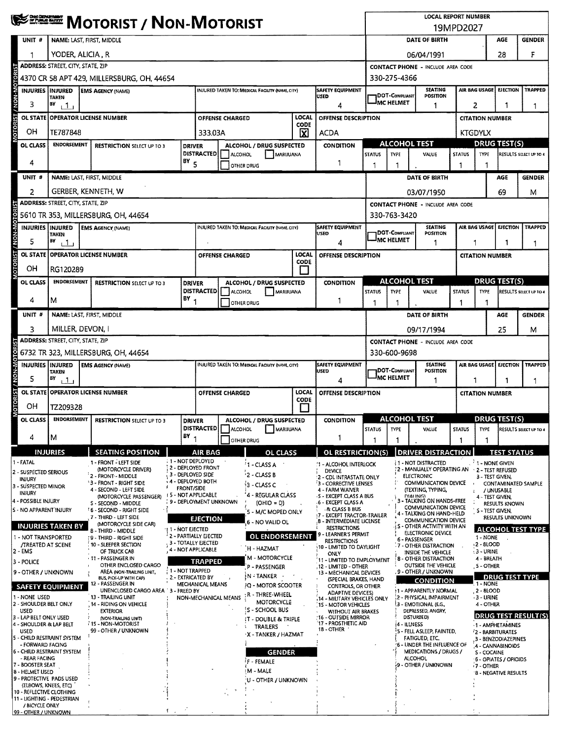# MOTORIST / NON-MOTORIST

**LOCAL REPORT NUMBER:** 19MPD2027

## Unit 1

| UNIT # | NAME: LAST, FIRST, MIDDLE | DATE OF BIRTH | AGE | GENDER |
|---|---|---|---|---|
| 1 | YODER, ALICIA, R | 06/04/1991 | 28 | F |

| ADDRESS: STREET, CITY, STATE, ZIP | CONTACT PHONE - INCLUDE AREA CODE |
|---|---|
| 4370 CR 58 APT 429, MILLERSBURG, OH, 44654 | 330-275-4366 |

| INJURIES | INJURED TAKEN BY | EMS AGENCY (NAME) | INJURED TAKEN TO: MEDICAL FACILITY (NAME, CITY) | SAFETY EQUIPMENT USED | DOT-COMPLIANT MC HELMET | SEATING POSITION | AIR BAG USAGE | EJECTION | TRAPPED |
|---|---|---|---|---|---|---|---|---|---|
| 3 | 1 | | | 4 | | 1 | 2 | 1 | 1 |

| OL STATE | OPERATOR LICENSE NUMBER | OFFENSE CHARGED | LOCAL CODE | OFFENSE DESCRIPTION | CITATION NUMBER |
|---|---|---|---|---|---|
| OH | TE787848 | 333.03A | X | ACDA | KTGDYLX |

| OL CLASS | ENDORSEMENT | RESTRICTION SELECT UP TO 3 | DRIVER DISTRACTED BY | ALCOHOL / DRUG SUSPECTED | CONDITION | ALCOHOL TEST STATUS | ALCOHOL TEST TYPE | ALCOHOL TEST VALUE | DRUG TEST(S) STATUS | DRUG TEST(S) TYPE | RESULTS SELECT UP TO 4 |
|---|---|---|---|---|---|---|---|---|---|---|---|
| 4 | | | 5 | | 1 | 1 | 1 | . | 1 | 1 | |

## Unit 2

| UNIT # | NAME: LAST, FIRST, MIDDLE | DATE OF BIRTH | AGE | GENDER |
|---|---|---|---|---|
| 2 | GERBER, KENNETH, W | 03/07/1950 | 69 | M |

| ADDRESS: STREET, CITY, STATE, ZIP | CONTACT PHONE - INCLUDE AREA CODE |
|---|---|
| 5610 TR 353, MILLERSBURG, OH, 44654 | 330-763-3420 |

| INJURIES | INJURED TAKEN BY | EMS AGENCY (NAME) | INJURED TAKEN TO: MEDICAL FACILITY (NAME, CITY) | SAFETY EQUIPMENT USED | DOT-COMPLIANT MC HELMET | SEATING POSITION | AIR BAG USAGE | EJECTION | TRAPPED |
|---|---|---|---|---|---|---|---|---|---|
| 5 | 1 | | | 4 | | 1 | 1 | 1 | 1 |

| OL STATE | OPERATOR LICENSE NUMBER | OFFENSE CHARGED | LOCAL CODE | OFFENSE DESCRIPTION | CITATION NUMBER |
|---|---|---|---|---|---|
| OH | RG120289 | | | | |

| OL CLASS | ENDORSEMENT | RESTRICTION SELECT UP TO 3 | DRIVER DISTRACTED BY | ALCOHOL / DRUG SUSPECTED | CONDITION | ALCOHOL TEST STATUS | ALCOHOL TEST TYPE | ALCOHOL TEST VALUE | DRUG TEST(S) STATUS | DRUG TEST(S) TYPE | RESULTS SELECT UP TO 4 |
|---|---|---|---|---|---|---|---|---|---|---|---|
| 4 | M | | 1 | | 1 | 1 | 1 | . | 1 | 1 | |

## Unit 3

| UNIT # | NAME: LAST, FIRST, MIDDLE | DATE OF BIRTH | AGE | GENDER |
|---|---|---|---|---|
| 3 | MILLER, DEVON, I | 09/17/1994 | 25 | M |

| ADDRESS: STREET, CITY, STATE, ZIP | CONTACT PHONE - INCLUDE AREA CODE |
|---|---|
| 6732 TR 323, MILLERSBURG, OH, 44654 | 330-600-9698 |

| INJURIES | INJURED TAKEN BY | EMS AGENCY (NAME) | INJURED TAKEN TO: MEDICAL FACILITY (NAME, CITY) | SAFETY EQUIPMENT USED | DOT-COMPLIANT MC HELMET | SEATING POSITION | AIR BAG USAGE | EJECTION | TRAPPED |
|---|---|---|---|---|---|---|---|---|---|
| 5 | 1 | | | 4 | | 1 | 1 | 1 | 1 |

| OL STATE | OPERATOR LICENSE NUMBER | OFFENSE CHARGED | LOCAL CODE | OFFENSE DESCRIPTION | CITATION NUMBER |
|---|---|---|---|---|---|
| OH | TZ209328 | | | | |

| OL CLASS | ENDORSEMENT | RESTRICTION SELECT UP TO 3 | DRIVER DISTRACTED BY | ALCOHOL / DRUG SUSPECTED | CONDITION | ALCOHOL TEST STATUS | ALCOHOL TEST TYPE | ALCOHOL TEST VALUE | DRUG TEST(S) STATUS | DRUG TEST(S) TYPE | RESULTS SELECT UP TO 4 |
|---|---|---|---|---|---|---|---|---|---|---|---|
| 4 | M | | 1 | | 1 | 1 | 1 | . | 1 | 1 | |

## Legend

### INJURIES
1 - FATAL
2 - SUSPECTED SERIOUS INJURY
3 - SUSPECTED MINOR INJURY
4 - POSSIBLE INJURY
5 - NO APPARENT INJURY

### INJURIES TAKEN BY
1 - NOT TRANSPORTED /TREATED AT SCENE
2 - EMS
3 - POLICE
9 - OTHER / UNKNOWN

### SAFETY EQUIPMENT
1 - NONE USED
2 - SHOULDER BELT ONLY USED
3 - LAP BELT ONLY USED
4 - SHOULDER & LAP BELT USED
5 - CHILD RESTRAINT SYSTEM - FORWARD FACING
6 - CHILD RESTRAINT SYSTEM - REAR FACING
7 - BOOSTER SEAT
8 - HELMET USED
9 - PROTECTIVE PADS USED (ELBOWS, KNEES, ETC)
10 - REFLECTIVE CLOTHING
11 - LIGHTING - PEDESTRIAN / BICYCLE ONLY
99 - OTHER / UNKNOWN

### SEATING POSITION
1 - FRONT - LEFT SIDE (MOTORCYCLE DRIVER)
2 - FRONT - MIDDLE
3 - FRONT - RIGHT SIDE
4 - SECOND - LEFT SIDE (MOTORCYCLE PASSENGER)
5 - SECOND - MIDDLE
6 - SECOND - RIGHT SIDE
7 - THIRD - LEFT SIDE (MOTORCYCLE SIDE CAR)
8 - THIRD - MIDDLE
9 - THIRD - RIGHT SIDE
10 - SLEEPER SECTION OF TRUCK CAB
11 - PASSENGER IN OTHER ENCLOSED CARGO AREA (NON-TRAILING UNIT, BUS, PICK-UP WITH CAP)
12 - PASSENGER IN UNENCLOSED CARGO AREA
13 - TRAILING UNIT
14 - RIDING ON VEHICLE EXTERIOR (NON-TRAILING UNIT)
15 - NON-MOTORIST
99 - OTHER / UNKNOWN

### AIR BAG
1 - NOT DEPLOYED
2 - DEPLOYED FRONT
3 - DEPLOYED SIDE
4 - DEPLOYED BOTH FRONT/SIDE
5 - NOT APPLICABLE
9 - DEPLOYMENT UNKNOWN

### EJECTION
1 - NOT EJECTED
2 - PARTIALLY EJECTED
3 - TOTALLY EJECTED
4 - NOT APPLICABLE

### TRAPPED
1 - NOT TRAPPED
2 - EXTRICATED BY MECHANICAL MEANS
3 - FREED BY NON-MECHANICAL MEANS

### OL CLASS
1 - CLASS A
2 - CLASS B
3 - CLASS C
4 - REGULAR CLASS (OHIO = D)
5 - M/C MOPED ONLY
6 - NO VALID OL

### OL ENDORSEMENT
H - HAZMAT
M - MOTORCYCLE
P - PASSENGER
N - TANKER
Q - MOTOR SCOOTER
R - THREE-WHEEL MOTORCYCLE
S - SCHOOL BUS
T - DOUBLE & TRIPLE TRAILERS
X - TANKER / HAZMAT

### GENDER
F - FEMALE
M - MALE
U - OTHER / UNKNOWN

### OL RESTRICTION(S)
1 - ALCOHOL INTERLOCK DEVICE
2 - CDL INTRASTATE ONLY
3 - CORRECTIVE LENSES
4 - FARM WAIVER
5 - EXCEPT CLASS A BUS
6 - EXCEPT CLASS A & CLASS B BUS
7 - EXCEPT TRACTOR-TRAILER
8 - INTERMEDIATE LICENSE RESTRICTIONS
9 - LEARNER'S PERMIT RESTRICTIONS
10 - LIMITED TO DAYLIGHT ONLY
11 - LIMITED TO EMPLOYMENT
12 - LIMITED - OTHER
13 - MECHANICAL DEVICES (SPECIAL BRAKES, HAND CONTROLS, OR OTHER ADAPTIVE DEVICES)
14 - MILITARY VEHICLES ONLY
15 - MOTOR VEHICLES WITHOUT AIR BRAKES
16 - OUTSIDE MIRROR
17 - PROSTHETIC AID
18 - OTHER

### DRIVER DISTRACTION
1 - NOT DISTRACTED
2 - MANUALLY OPERATING AN ELECTRONIC COMMUNICATION DEVICE (TEXTING, TYPING, DIALING)
3 - TALKING ON HANDS-FREE COMMUNICATION DEVICE
4 - TALKING ON HAND-HELD COMMUNICATION DEVICE
5 - OTHER ACTIVITY WITH AN ELECTRONIC DEVICE
6 - PASSENGER
7 - OTHER DISTRACTION INSIDE THE VEHICLE
8 - OTHER DISTRACTION OUTSIDE THE VEHICLE
9 - OTHER / UNKNOWN

### CONDITION
1 - APPARENTLY NORMAL
2 - PHYSICAL IMPAIRMENT
3 - EMOTIONAL (E.G., DEPRESSED, ANGRY, DISTURBED)
4 - ILLNESS
5 - FELL ASLEEP, FAINTED, FATIGUED, ETC.
6 - UNDER THE INFLUENCE OF MEDICATIONS / DRUGS / ALCOHOL
9 - OTHER / UNKNOWN

### TEST STATUS
1 - NONE GIVEN
2 - TEST REFUSED
3 - TEST GIVEN, CONTAMINATED SAMPLE / UNUSABLE
4 - TEST GIVEN, RESULTS KNOWN
5 - TEST GIVEN, RESULTS UNKNOWN

### ALCOHOL TEST TYPE
1 - NONE
2 - BLOOD
3 - URINE
4 - BREATH
5 - OTHER

### DRUG TEST TYPE
1 - NONE
2 - BLOOD
3 - URINE
4 - OTHER

### DRUG TEST RESULT(S)
1 - AMPHETAMINES
2 - BARBITURATES
3 - BENZODIAZEPINES
4 - CANNABINOIDS
5 - COCAINE
6 - OPIATES / OPIOIDS
7 - OTHER
8 - NEGATIVE RESULTS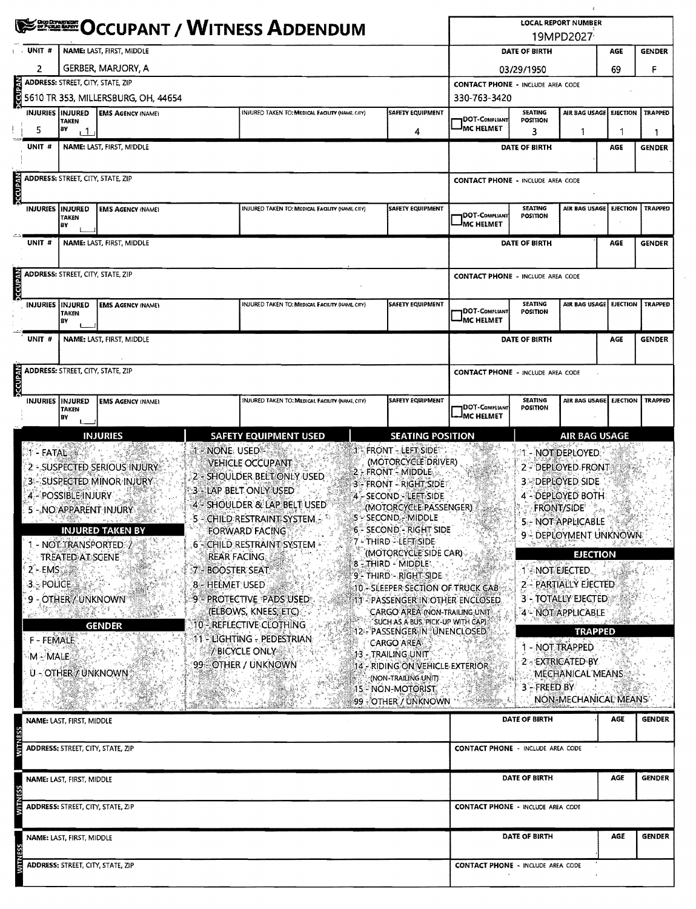# OCCUPANT / WITNESS ADDENDUM

**LOCAL REPORT NUMBER:** 19MPD2027

## OCCUPANT

| UNIT # | NAME: LAST, FIRST, MIDDLE | DATE OF BIRTH | AGE | GENDER |
|---|---|---|---|---|
| 2 | GERBER, MARJORY, A | 03/29/1950 | 69 | F |

| ADDRESS: STREET, CITY, STATE, ZIP | CONTACT PHONE - INCLUDE AREA CODE |
|---|---|
| 5610 TR 353, MILLERSBURG, OH, 44654 | 330-763-3420 |

| INJURIES | INJURED TAKEN BY | EMS AGENCY (NAME) | INJURED TAKEN TO: MEDICAL FACILITY (NAME, CITY) | SAFETY EQUIPMENT | DOT-COMPLIANT MC HELMET | SEATING POSITION | AIR BAG USAGE | EJECTION | TRAPPED |
|---|---|---|---|---|---|---|---|---|---|
| 5 | 1 | | | 4 | | 3 | 1 | 1 | 1 |

## OCCUPANT

| UNIT # | NAME: LAST, FIRST, MIDDLE | DATE OF BIRTH | AGE | GENDER |
|---|---|---|---|---|
| | | | | |

| ADDRESS: STREET, CITY, STATE, ZIP | CONTACT PHONE - INCLUDE AREA CODE |
|---|---|
| | |

| INJURIES | INJURED TAKEN BY | EMS AGENCY (NAME) | INJURED TAKEN TO: MEDICAL FACILITY (NAME, CITY) | SAFETY EQUIPMENT | DOT-COMPLIANT MC HELMET | SEATING POSITION | AIR BAG USAGE | EJECTION | TRAPPED |
|---|---|---|---|---|---|---|---|---|---|
| | | | | | | | | | |

## OCCUPANT

| UNIT # | NAME: LAST, FIRST, MIDDLE | DATE OF BIRTH | AGE | GENDER |
|---|---|---|---|---|
| | | | | |

| ADDRESS: STREET, CITY, STATE, ZIP | CONTACT PHONE - INCLUDE AREA CODE |
|---|---|
| | |

| INJURIES | INJURED TAKEN BY | EMS AGENCY (NAME) | INJURED TAKEN TO: MEDICAL FACILITY (NAME, CITY) | SAFETY EQUIPMENT | DOT-COMPLIANT MC HELMET | SEATING POSITION | AIR BAG USAGE | EJECTION | TRAPPED |
|---|---|---|---|---|---|---|---|---|---|
| | | | | | | | | | |

## OCCUPANT

| UNIT # | NAME: LAST, FIRST, MIDDLE | DATE OF BIRTH | AGE | GENDER |
|---|---|---|---|---|
| | | | | |

| ADDRESS: STREET, CITY, STATE, ZIP | CONTACT PHONE - INCLUDE AREA CODE |
|---|---|
| | |

| INJURIES | INJURED TAKEN BY | EMS AGENCY (NAME) | INJURED TAKEN TO: MEDICAL FACILITY (NAME, CITY) | SAFETY EQUIPMENT | DOT-COMPLIANT MC HELMET | SEATING POSITION | AIR BAG USAGE | EJECTION | TRAPPED |
|---|---|---|---|---|---|---|---|---|---|
| | | | | | | | | | |

### INJURIES
1 - FATAL
2 - SUSPECTED SERIOUS INJURY
3 - SUSPECTED MINOR INJURY
4 - POSSIBLE INJURY
5 - NO APPARENT INJURY

### INJURED TAKEN BY
1 - NOT TRANSPORTED / TREATED AT SCENE
2 - EMS
3 - POLICE
9 - OTHER / UNKNOWN

### GENDER
F - FEMALE
M - MALE
U - OTHER / UNKNOWN

### SAFETY EQUIPMENT USED
1 - NONE USED - VEHICLE OCCUPANT
2 - SHOULDER BELT ONLY USED
3 - LAP BELT ONLY USED
4 - SHOULDER & LAP BELT USED
5 - CHILD RESTRAINT SYSTEM - FORWARD FACING
6 - CHILD RESTRAINT SYSTEM - REAR FACING
7 - BOOSTER SEAT
8 - HELMET USED
9 - PROTECTIVE PADS USED (ELBOWS, KNEES, ETC)
10 - REFLECTIVE CLOTHING
11 - LIGHTING - PEDESTRIAN / BICYCLE ONLY
99 - OTHER / UNKNOWN

### SEATING POSITION
1 - FRONT - LEFT SIDE (MOTORCYCLE DRIVER)
2 - FRONT - MIDDLE
3 - FRONT - RIGHT SIDE
4 - SECOND - LEFT SIDE (MOTORCYCLE PASSENGER)
5 - SECOND - MIDDLE
6 - SECOND - RIGHT SIDE
7 - THIRD - LEFT SIDE (MOTORCYCLE SIDE CAR)
8 - THIRD - MIDDLE
9 - THIRD - RIGHT SIDE
10 - SLEEPER SECTION OF TRUCK CAB
11 - PASSENGER IN OTHER ENCLOSED CARGO AREA (NON-TRAILING UNIT SUCH AS A BUS, PICK-UP WITH CAP)
12 - PASSENGER IN UNENCLOSED CARGO AREA
13 - TRAILING UNIT
14 - RIDING ON VEHICLE EXTERIOR (NON-TRAILING UNIT)
15 - NON-MOTORIST
99 - OTHER / UNKNOWN

### AIR BAG USAGE
1 - NOT DEPLOYED
2 - DEPLOYED FRONT
3 - DEPLOYED SIDE
4 - DEPLOYED BOTH FRONT/SIDE
5 - NOT APPLICABLE
9 - DEPLOYMENT UNKNOWN

### EJECTION
1 - NOT EJECTED
2 - PARTIALLY EJECTED
3 - TOTALLY EJECTED
4 - NOT APPLICABLE

### TRAPPED
1 - NOT TRAPPED
2 - EXTRICATED BY MECHANICAL MEANS
3 - FREED BY NON-MECHANICAL MEANS

## WITNESS

| NAME: LAST, FIRST, MIDDLE | DATE OF BIRTH | AGE | GENDER |
|---|---|---|---|
| | | | |

| ADDRESS: STREET, CITY, STATE, ZIP | CONTACT PHONE - INCLUDE AREA CODE |
|---|---|
| | |

## WITNESS

| NAME: LAST, FIRST, MIDDLE | DATE OF BIRTH | AGE | GENDER |
|---|---|---|---|
| | | | |

| ADDRESS: STREET, CITY, STATE, ZIP | CONTACT PHONE - INCLUDE AREA CODE |
|---|---|
| | |

## WITNESS

| NAME: LAST, FIRST, MIDDLE | DATE OF BIRTH | AGE | GENDER |
|---|---|---|---|
| | | | |

| ADDRESS: STREET, CITY, STATE, ZIP | CONTACT PHONE - INCLUDE AREA CODE |
|---|---|
| | |